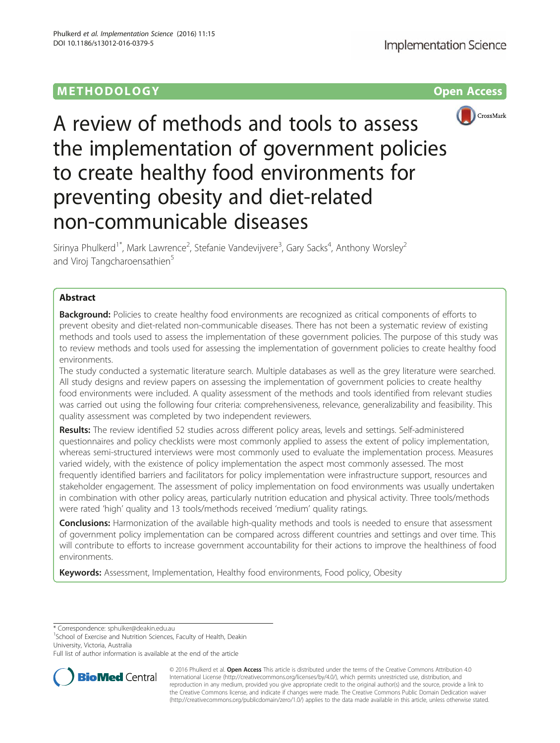METHODOLOGY

Open Access

# A review of methods and tools to assess the implementation of government policies to create healthy food environments for preventing obesity and diet-related non-communicable diseases

Sirinya Phulkerd[1*], Mark Lawrence[2], Stefanie Vandevijvere[3], Gary Sacks[4], Anthony Worsley[2] and Viroj Tangcharoensathien[5]

## Abstract

**Background:** Policies to create healthy food environments are recognized as critical components of efforts to prevent obesity and diet-related non-communicable diseases. There has not been a systematic review of existing methods and tools used to assess the implementation of these government policies. The purpose of this study was to review methods and tools used for assessing the implementation of government policies to create healthy food environments.

The study conducted a systematic literature search. Multiple databases as well as the grey literature were searched. All study designs and review papers on assessing the implementation of government policies to create healthy food environments were included. A quality assessment of the methods and tools identified from relevant studies was carried out using the following four criteria: comprehensiveness, relevance, generalizability and feasibility. This quality assessment was completed by two independent reviewers.

**Results:** The review identified 52 studies across different policy areas, levels and settings. Self-administered questionnaires and policy checklists were most commonly applied to assess the extent of policy implementation, whereas semi-structured interviews were most commonly used to evaluate the implementation process. Measures varied widely, with the existence of policy implementation the aspect most commonly assessed. The most frequently identified barriers and facilitators for policy implementation were infrastructure support, resources and stakeholder engagement. The assessment of policy implementation on food environments was usually undertaken in combination with other policy areas, particularly nutrition education and physical activity. Three tools/methods were rated 'high' quality and 13 tools/methods received 'medium' quality ratings.

**Conclusions:** Harmonization of the available high-quality methods and tools is needed to ensure that assessment of government policy implementation can be compared across different countries and settings and over time. This will contribute to efforts to increase government accountability for their actions to improve the healthiness of food environments.

**Keywords:** Assessment, Implementation, Healthy food environments, Food policy, Obesity

---

* Correspondence: sphulker@deakin.edu.au
[1]School of Exercise and Nutrition Sciences, Faculty of Health, Deakin University, Victoria, Australia
Full list of author information is available at the end of the article

© 2016 Phulkerd et al. **Open Access** This article is distributed under the terms of the Creative Commons Attribution 4.0 International License (http://creativecommons.org/licenses/by/4.0/), which permits unrestricted use, distribution, and reproduction in any medium, provided you give appropriate credit to the original author(s) and the source, provide a link to the Creative Commons license, and indicate if changes were made. The Creative Commons Public Domain Dedication waiver (http://creativecommons.org/publicdomain/zero/1.0/) applies to the data made available in this article, unless otherwise stated.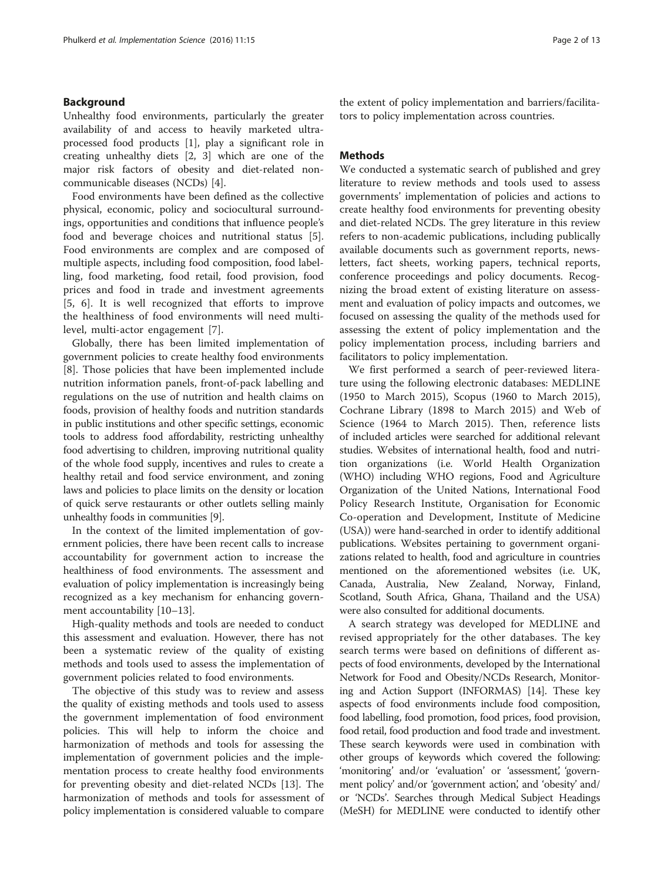## Background

Unhealthy food environments, particularly the greater availability of and access to heavily marketed ultra-processed food products [1], play a significant role in creating unhealthy diets [2, 3] which are one of the major risk factors of obesity and diet-related non-communicable diseases (NCDs) [4].

Food environments have been defined as the collective physical, economic, policy and sociocultural surroundings, opportunities and conditions that influence people's food and beverage choices and nutritional status [5]. Food environments are complex and are composed of multiple aspects, including food composition, food labelling, food marketing, food retail, food provision, food prices and food in trade and investment agreements [5, 6]. It is well recognized that efforts to improve the healthiness of food environments will need multi-level, multi-actor engagement [7].

Globally, there has been limited implementation of government policies to create healthy food environments [8]. Those policies that have been implemented include nutrition information panels, front-of-pack labelling and regulations on the use of nutrition and health claims on foods, provision of healthy foods and nutrition standards in public institutions and other specific settings, economic tools to address food affordability, restricting unhealthy food advertising to children, improving nutritional quality of the whole food supply, incentives and rules to create a healthy retail and food service environment, and zoning laws and policies to place limits on the density or location of quick serve restaurants or other outlets selling mainly unhealthy foods in communities [9].

In the context of the limited implementation of government policies, there have been recent calls to increase accountability for government action to increase the healthiness of food environments. The assessment and evaluation of policy implementation is increasingly being recognized as a key mechanism for enhancing government accountability [10–13].

High-quality methods and tools are needed to conduct this assessment and evaluation. However, there has not been a systematic review of the quality of existing methods and tools used to assess the implementation of government policies related to food environments.

The objective of this study was to review and assess the quality of existing methods and tools used to assess the government implementation of food environment policies. This will help to inform the choice and harmonization of methods and tools for assessing the implementation of government policies and the implementation process to create healthy food environments for preventing obesity and diet-related NCDs [13]. The harmonization of methods and tools for assessment of policy implementation is considered valuable to compare the extent of policy implementation and barriers/facilitators to policy implementation across countries.

## Methods

We conducted a systematic search of published and grey literature to review methods and tools used to assess governments' implementation of policies and actions to create healthy food environments for preventing obesity and diet-related NCDs. The grey literature in this review refers to non-academic publications, including publically available documents such as government reports, newsletters, fact sheets, working papers, technical reports, conference proceedings and policy documents. Recognizing the broad extent of existing literature on assessment and evaluation of policy impacts and outcomes, we focused on assessing the quality of the methods used for assessing the extent of policy implementation and the policy implementation process, including barriers and facilitators to policy implementation.

We first performed a search of peer-reviewed literature using the following electronic databases: MEDLINE (1950 to March 2015), Scopus (1960 to March 2015), Cochrane Library (1898 to March 2015) and Web of Science (1964 to March 2015). Then, reference lists of included articles were searched for additional relevant studies. Websites of international health, food and nutrition organizations (i.e. World Health Organization (WHO) including WHO regions, Food and Agriculture Organization of the United Nations, International Food Policy Research Institute, Organisation for Economic Co-operation and Development, Institute of Medicine (USA)) were hand-searched in order to identify additional publications. Websites pertaining to government organizations related to health, food and agriculture in countries mentioned on the aforementioned websites (i.e. UK, Canada, Australia, New Zealand, Norway, Finland, Scotland, South Africa, Ghana, Thailand and the USA) were also consulted for additional documents.

A search strategy was developed for MEDLINE and revised appropriately for the other databases. The key search terms were based on definitions of different aspects of food environments, developed by the International Network for Food and Obesity/NCDs Research, Monitoring and Action Support (INFORMAS) [14]. These key aspects of food environments include food composition, food labelling, food promotion, food prices, food provision, food retail, food production and food trade and investment. These search keywords were used in combination with other groups of keywords which covered the following: 'monitoring' and/or 'evaluation' or 'assessment', 'government policy' and/or 'government action', and 'obesity' and/or 'NCDs'. Searches through Medical Subject Headings (MeSH) for MEDLINE were conducted to identify other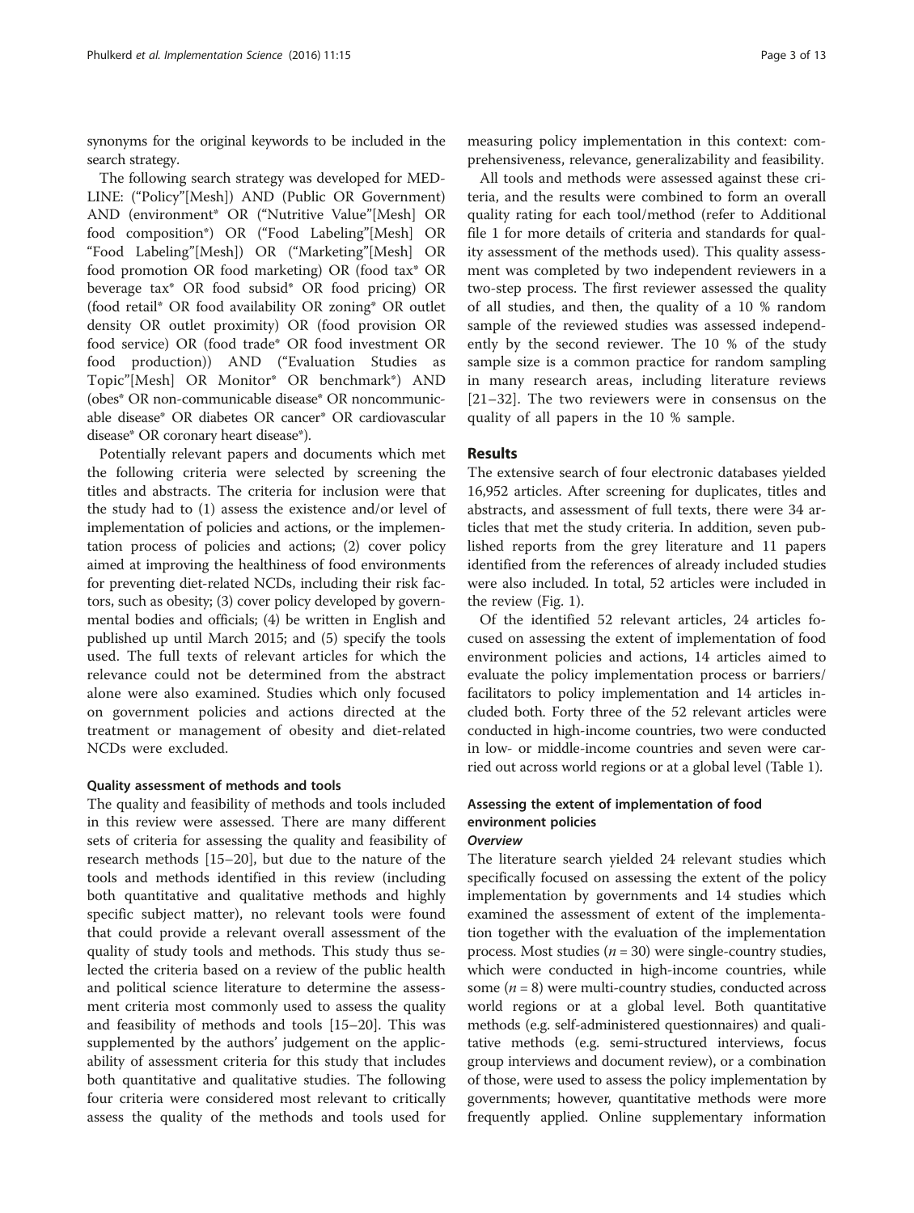synonyms for the original keywords to be included in the search strategy.

The following search strategy was developed for MEDLINE: ("Policy"[Mesh]) AND (Public OR Government) AND (environment* OR ("Nutritive Value"[Mesh] OR food composition*) OR ("Food Labeling"[Mesh] OR "Food Labeling"[Mesh]) OR ("Marketing"[Mesh] OR food promotion OR food marketing) OR (food tax* OR beverage tax* OR food subsid* OR food pricing) OR (food retail* OR food availability OR zoning* OR outlet density OR outlet proximity) OR (food provision OR food service) OR (food trade* OR food investment OR food production)) AND ("Evaluation Studies as Topic"[Mesh] OR Monitor* OR benchmark*) AND (obes* OR non-communicable disease* OR noncommunicable disease* OR diabetes OR cancer* OR cardiovascular disease* OR coronary heart disease*).

Potentially relevant papers and documents which met the following criteria were selected by screening the titles and abstracts. The criteria for inclusion were that the study had to (1) assess the existence and/or level of implementation of policies and actions, or the implementation process of policies and actions; (2) cover policy aimed at improving the healthiness of food environments for preventing diet-related NCDs, including their risk factors, such as obesity; (3) cover policy developed by governmental bodies and officials; (4) be written in English and published up until March 2015; and (5) specify the tools used. The full texts of relevant articles for which the relevance could not be determined from the abstract alone were also examined. Studies which only focused on government policies and actions directed at the treatment or management of obesity and diet-related NCDs were excluded.

### Quality assessment of methods and tools

The quality and feasibility of methods and tools included in this review were assessed. There are many different sets of criteria for assessing the quality and feasibility of research methods [15–20], but due to the nature of the tools and methods identified in this review (including both quantitative and qualitative methods and highly specific subject matter), no relevant tools were found that could provide a relevant overall assessment of the quality of study tools and methods. This study thus selected the criteria based on a review of the public health and political science literature to determine the assessment criteria most commonly used to assess the quality and feasibility of methods and tools [15–20]. This was supplemented by the authors' judgement on the applicability of assessment criteria for this study that includes both quantitative and qualitative studies. The following four criteria were considered most relevant to critically assess the quality of the methods and tools used for measuring policy implementation in this context: comprehensiveness, relevance, generalizability and feasibility.

All tools and methods were assessed against these criteria, and the results were combined to form an overall quality rating for each tool/method (refer to Additional file 1 for more details of criteria and standards for quality assessment of the methods used). This quality assessment was completed by two independent reviewers in a two-step process. The first reviewer assessed the quality of all studies, and then, the quality of a 10 % random sample of the reviewed studies was assessed independently by the second reviewer. The 10 % of the study sample size is a common practice for random sampling in many research areas, including literature reviews [21–32]. The two reviewers were in consensus on the quality of all papers in the 10 % sample.

## Results

The extensive search of four electronic databases yielded 16,952 articles. After screening for duplicates, titles and abstracts, and assessment of full texts, there were 34 articles that met the study criteria. In addition, seven published reports from the grey literature and 11 papers identified from the references of already included studies were also included. In total, 52 articles were included in the review (Fig. 1).

Of the identified 52 relevant articles, 24 articles focused on assessing the extent of implementation of food environment policies and actions, 14 articles aimed to evaluate the policy implementation process or barriers/facilitators to policy implementation and 14 articles included both. Forty three of the 52 relevant articles were conducted in high-income countries, two were conducted in low- or middle-income countries and seven were carried out across world regions or at a global level (Table 1).

### Assessing the extent of implementation of food environment policies

#### *Overview*

The literature search yielded 24 relevant studies which specifically focused on assessing the extent of the policy implementation by governments and 14 studies which examined the assessment of extent of the implementation together with the evaluation of the implementation process. Most studies ($n = 30$) were single-country studies, which were conducted in high-income countries, while some ($n = 8$) were multi-country studies, conducted across world regions or at a global level. Both quantitative methods (e.g. self-administered questionnaires) and qualitative methods (e.g. semi-structured interviews, focus group interviews and document review), or a combination of those, were used to assess the policy implementation by governments; however, quantitative methods were more frequently applied. Online supplementary information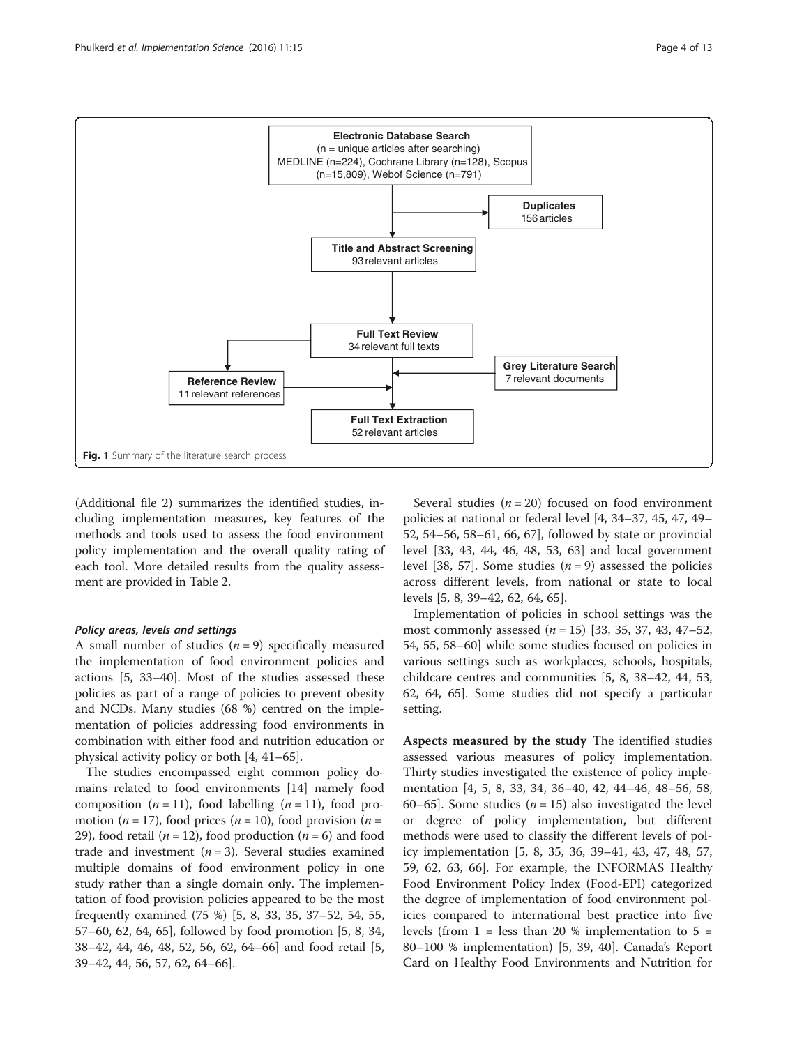Electronic Database Search
(n = unique articles after searching)
MEDLINE (n=224), Cochrane Library (n=128), Scopus (n=15,809), Webof Science (n=791)

Duplicates
156 articles

Title and Abstract Screening
93 relevant articles

Full Text Review
34 relevant full texts

Reference Review
11 relevant references

Grey Literature Search
7 relevant documents

Full Text Extraction
52 relevant articles

**Fig. 1** Summary of the literature search process

(Additional file 2) summarizes the identified studies, including implementation measures, key features of the methods and tools used to assess the food environment policy implementation and the overall quality rating of each tool. More detailed results from the quality assessment are provided in Table 2.

### *Policy areas, levels and settings*

A small number of studies (*n* = 9) specifically measured the implementation of food environment policies and actions [5, 33–40]. Most of the studies assessed these policies as part of a range of policies to prevent obesity and NCDs. Many studies (68 %) centred on the implementation of policies addressing food environments in combination with either food and nutrition education or physical activity policy or both [4, 41–65].

The studies encompassed eight common policy domains related to food environments [14] namely food composition (*n* = 11), food labelling (*n* = 11), food promotion (*n* = 17), food prices (*n* = 10), food provision (*n* = 29), food retail (*n* = 12), food production (*n* = 6) and food trade and investment (*n* = 3). Several studies examined multiple domains of food environment policy in one study rather than a single domain only. The implementation of food provision policies appeared to be the most frequently examined (75 %) [5, 8, 33, 35, 37–52, 54, 55, 57–60, 62, 64, 65], followed by food promotion [5, 8, 34, 38–42, 44, 46, 48, 52, 56, 62, 64–66] and food retail [5, 39–42, 44, 56, 57, 62, 64–66].

Several studies (*n* = 20) focused on food environment policies at national or federal level [4, 34–37, 45, 47, 49–52, 54–56, 58–61, 66, 67], followed by state or provincial level [33, 43, 44, 46, 48, 53, 63] and local government level [38, 57]. Some studies (*n* = 9) assessed the policies across different levels, from national or state to local levels [5, 8, 39–42, 62, 64, 65].

Implementation of policies in school settings was the most commonly assessed (*n* = 15) [33, 35, 37, 43, 47–52, 54, 55, 58–60] while some studies focused on policies in various settings such as workplaces, schools, hospitals, childcare centres and communities [5, 8, 38–42, 44, 53, 62, 64, 65]. Some studies did not specify a particular setting.

**Aspects measured by the study** The identified studies assessed various measures of policy implementation. Thirty studies investigated the existence of policy implementation [4, 5, 8, 33, 34, 36–40, 42, 44–46, 48–56, 58, 60–65]. Some studies (*n* = 15) also investigated the level or degree of policy implementation, but different methods were used to classify the different levels of policy implementation [5, 8, 35, 36, 39–41, 43, 47, 48, 57, 59, 62, 63, 66]. For example, the INFORMAS Healthy Food Environment Policy Index (Food-EPI) categorized the degree of implementation of food environment policies compared to international best practice into five levels (from 1 = less than 20 % implementation to 5 = 80–100 % implementation) [5, 39, 40]. Canada's Report Card on Healthy Food Environments and Nutrition for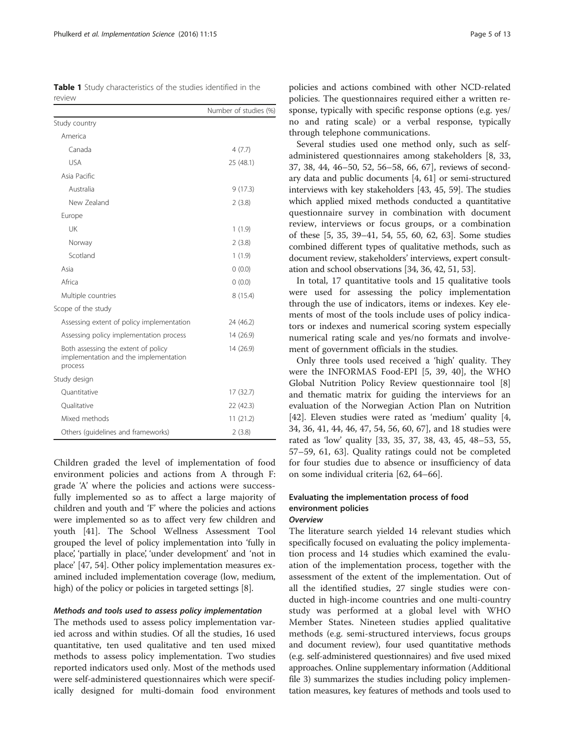**Table 1** Study characteristics of the studies identified in the review

| | Number of studies (%) |
|---|---|
| Study country | |
| America | |
| Canada | 4 (7.7) |
| USA | 25 (48.1) |
| Asia Pacific | |
| Australia | 9 (17.3) |
| New Zealand | 2 (3.8) |
| Europe | |
| UK | 1 (1.9) |
| Norway | 2 (3.8) |
| Scotland | 1 (1.9) |
| Asia | 0 (0.0) |
| Africa | 0 (0.0) |
| Multiple countries | 8 (15.4) |
| Scope of the study | |
| Assessing extent of policy implementation | 24 (46.2) |
| Assessing policy implementation process | 14 (26.9) |
| Both assessing the extent of policy implementation and the implementation process | 14 (26.9) |
| Study design | |
| Quantitative | 17 (32.7) |
| Qualitative | 22 (42.3) |
| Mixed methods | 11 (21.2) |
| Others (guidelines and frameworks) | 2 (3.8) |

Children graded the level of implementation of food environment policies and actions from A through F: grade 'A' where the policies and actions were successfully implemented so as to affect a large majority of children and youth and 'F' where the policies and actions were implemented so as to affect very few children and youth [41]. The School Wellness Assessment Tool grouped the level of policy implementation into 'fully in place', 'partially in place', 'under development' and 'not in place' [47, 54]. Other policy implementation measures examined included implementation coverage (low, medium, high) of the policy or policies in targeted settings [8].

#### *Methods and tools used to assess policy implementation*

The methods used to assess policy implementation varied across and within studies. Of all the studies, 16 used quantitative, ten used qualitative and ten used mixed methods to assess policy implementation. Two studies reported indicators used only. Most of the methods used were self-administered questionnaires which were specifically designed for multi-domain food environment policies and actions combined with other NCD-related policies. The questionnaires required either a written response, typically with specific response options (e.g. yes/no and rating scale) or a verbal response, typically through telephone communications.

Several studies used one method only, such as self-administered questionnaires among stakeholders [8, 33, 37, 38, 44, 46–50, 52, 56–58, 66, 67], reviews of secondary data and public documents [4, 61] or semi-structured interviews with key stakeholders [43, 45, 59]. The studies which applied mixed methods conducted a quantitative questionnaire survey in combination with document review, interviews or focus groups, or a combination of these [5, 35, 39–41, 54, 55, 60, 62, 63]. Some studies combined different types of qualitative methods, such as document review, stakeholders' interviews, expert consultation and school observations [34, 36, 42, 51, 53].

In total, 17 quantitative tools and 15 qualitative tools were used for assessing the policy implementation through the use of indicators, items or indexes. Key elements of most of the tools include uses of policy indicators or indexes and numerical scoring system especially numerical rating scale and yes/no formats and involvement of government officials in the studies.

Only three tools used received a 'high' quality. They were the INFORMAS Food-EPI [5, 39, 40], the WHO Global Nutrition Policy Review questionnaire tool [8] and thematic matrix for guiding the interviews for an evaluation of the Norwegian Action Plan on Nutrition [42]. Eleven studies were rated as 'medium' quality [4, 34, 36, 41, 44, 46, 47, 54, 56, 60, 67], and 18 studies were rated as 'low' quality [33, 35, 37, 38, 43, 45, 48–53, 55, 57–59, 61, 63]. Quality ratings could not be completed for four studies due to absence or insufficiency of data on some individual criteria [62, 64–66].

### Evaluating the implementation process of food environment policies

#### *Overview*

The literature search yielded 14 relevant studies which specifically focused on evaluating the policy implementation process and 14 studies which examined the evaluation of the implementation process, together with the assessment of the extent of the implementation. Out of all the identified studies, 27 single studies were conducted in high-income countries and one multi-country study was performed at a global level with WHO Member States. Nineteen studies applied qualitative methods (e.g. semi-structured interviews, focus groups and document review), four used quantitative methods (e.g. self-administered questionnaires) and five used mixed approaches. Online supplementary information (Additional file 3) summarizes the studies including policy implementation measures, key features of methods and tools used to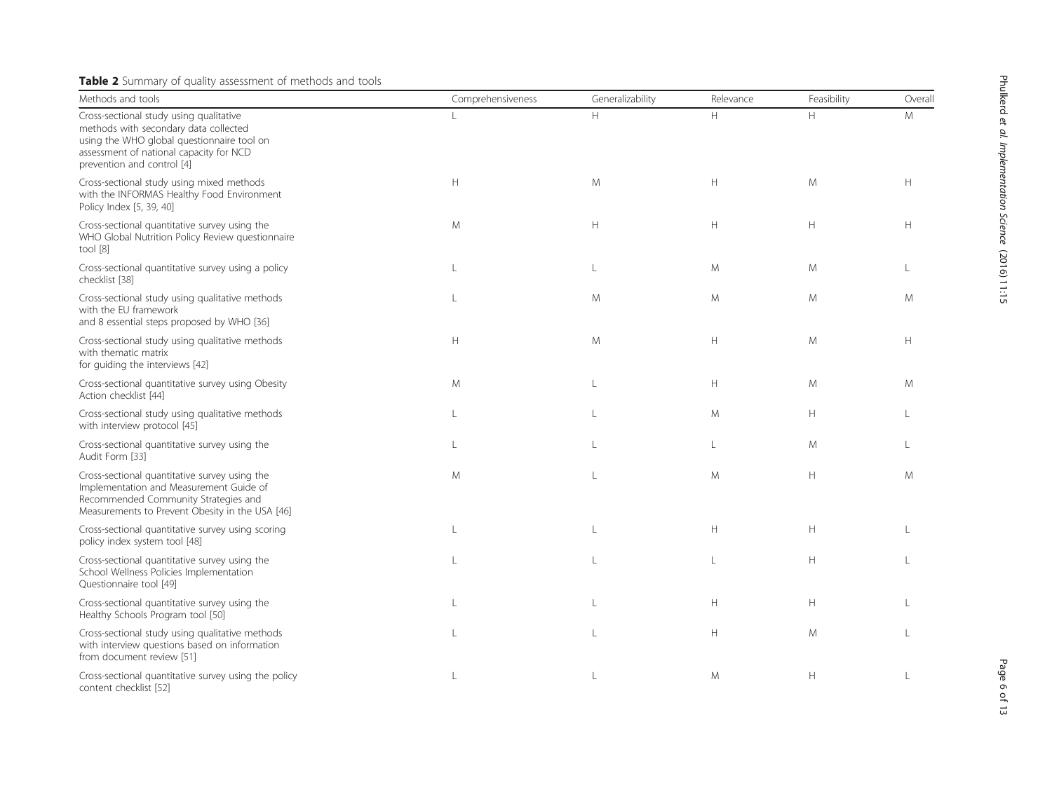**Table 2** Summary of quality assessment of methods and tools

| Methods and tools | Comprehensiveness | Generalizability | Relevance | Feasibility | Overall |
|---|---|---|---|---|---|
| Cross-sectional study using qualitative methods with secondary data collected using the WHO global questionnaire tool on assessment of national capacity for NCD prevention and control [4] | L | H | H | H | M |
| Cross-sectional study using mixed methods with the INFORMAS Healthy Food Environment Policy Index [5, 39, 40] | H | M | H | M | H |
| Cross-sectional quantitative survey using the WHO Global Nutrition Policy Review questionnaire tool [8] | M | H | H | H | H |
| Cross-sectional quantitative survey using a policy checklist [38] | L | L | M | M | L |
| Cross-sectional study using qualitative methods with the EU framework and 8 essential steps proposed by WHO [36] | L | M | M | M | M |
| Cross-sectional study using qualitative methods with thematic matrix for guiding the interviews [42] | H | M | H | M | H |
| Cross-sectional quantitative survey using Obesity Action checklist [44] | M | L | H | M | M |
| Cross-sectional study using qualitative methods with interview protocol [45] | L | L | M | H | L |
| Cross-sectional quantitative survey using the Audit Form [33] | L | L | L | M | L |
| Cross-sectional quantitative survey using the Implementation and Measurement Guide of Recommended Community Strategies and Measurements to Prevent Obesity in the USA [46] | M | L | M | H | M |
| Cross-sectional quantitative survey using scoring policy index system tool [48] | L | L | H | H | L |
| Cross-sectional quantitative survey using the School Wellness Policies Implementation Questionnaire tool [49] | L | L | L | H | L |
| Cross-sectional quantitative survey using the Healthy Schools Program tool [50] | L | L | H | H | L |
| Cross-sectional study using qualitative methods with interview questions based on information from document review [51] | L | L | H | M | L |
| Cross-sectional quantitative survey using the policy content checklist [52] | L | L | M | H | L |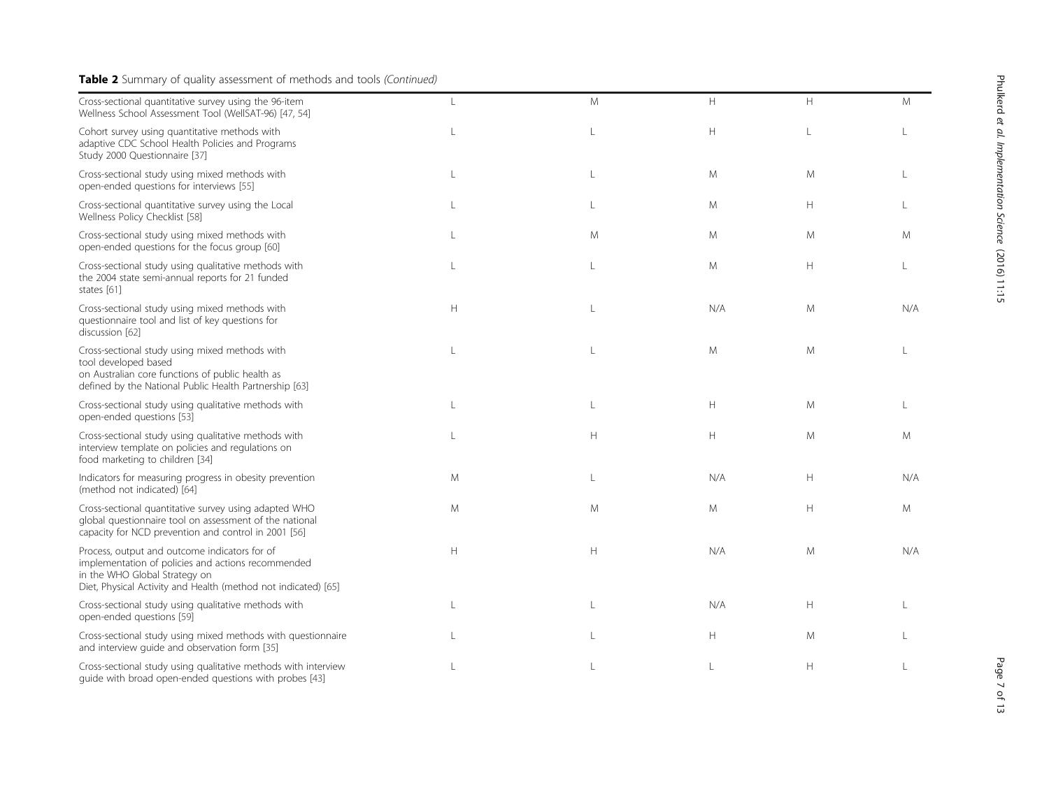**Table 2** Summary of quality assessment of methods and tools *(Continued)*

| | | | | | |
|---|---|---|---|---|---|
| Cross-sectional quantitative survey using the 96-item Wellness School Assessment Tool (WellSAT-96) [47, 54] | L | M | H | H | M |
| Cohort survey using quantitative methods with adaptive CDC School Health Policies and Programs Study 2000 Questionnaire [37] | L | L | H | L | L |
| Cross-sectional study using mixed methods with open-ended questions for interviews [55] | L | L | M | M | L |
| Cross-sectional quantitative survey using the Local Wellness Policy Checklist [58] | L | L | M | H | L |
| Cross-sectional study using mixed methods with open-ended questions for the focus group [60] | L | M | M | M | M |
| Cross-sectional study using qualitative methods with the 2004 state semi-annual reports for 21 funded states [61] | L | L | M | H | L |
| Cross-sectional study using mixed methods with questionnaire tool and list of key questions for discussion [62] | H | L | N/A | M | N/A |
| Cross-sectional study using mixed methods with tool developed based on Australian core functions of public health as defined by the National Public Health Partnership [63] | L | L | M | M | L |
| Cross-sectional study using qualitative methods with open-ended questions [53] | L | L | H | M | L |
| Cross-sectional study using qualitative methods with interview template on policies and regulations on food marketing to children [34] | L | H | H | M | M |
| Indicators for measuring progress in obesity prevention (method not indicated) [64] | M | L | N/A | H | N/A |
| Cross-sectional quantitative survey using adapted WHO global questionnaire tool on assessment of the national capacity for NCD prevention and control in 2001 [56] | M | M | M | H | M |
| Process, output and outcome indicators for of implementation of policies and actions recommended in the WHO Global Strategy on Diet, Physical Activity and Health (method not indicated) [65] | H | H | N/A | M | N/A |
| Cross-sectional study using qualitative methods with open-ended questions [59] | L | L | N/A | H | L |
| Cross-sectional study using mixed methods with questionnaire and interview guide and observation form [35] | L | L | H | M | L |
| Cross-sectional study using qualitative methods with interview guide with broad open-ended questions with probes [43] | L | L | L | H | L |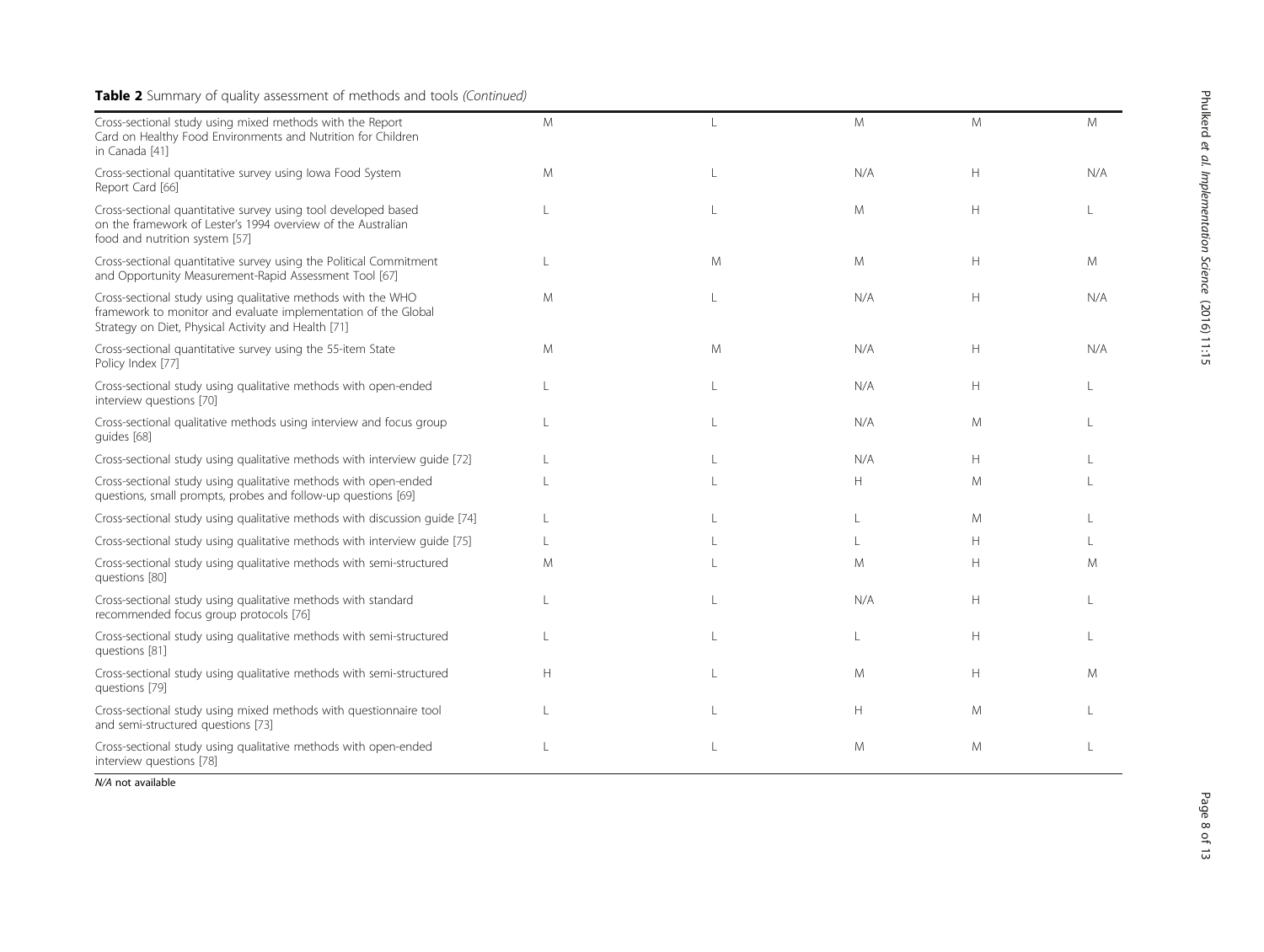**Table 2** Summary of quality assessment of methods and tools *(Continued)*

| | | | | | |
|---|---|---|---|---|---|
| Cross-sectional study using mixed methods with the Report Card on Healthy Food Environments and Nutrition for Children in Canada [41] | M | L | M | M | M |
| Cross-sectional quantitative survey using Iowa Food System Report Card [66] | M | L | N/A | H | N/A |
| Cross-sectional quantitative survey using tool developed based on the framework of Lester's 1994 overview of the Australian food and nutrition system [57] | L | L | M | H | L |
| Cross-sectional quantitative survey using the Political Commitment and Opportunity Measurement-Rapid Assessment Tool [67] | L | M | M | H | M |
| Cross-sectional study using qualitative methods with the WHO framework to monitor and evaluate implementation of the Global Strategy on Diet, Physical Activity and Health [71] | M | L | N/A | H | N/A |
| Cross-sectional quantitative survey using the 55-item State Policy Index [77] | M | M | N/A | H | N/A |
| Cross-sectional study using qualitative methods with open-ended interview questions [70] | L | L | N/A | H | L |
| Cross-sectional qualitative methods using interview and focus group guides [68] | L | L | N/A | M | L |
| Cross-sectional study using qualitative methods with interview guide [72] | L | L | N/A | H | L |
| Cross-sectional study using qualitative methods with open-ended questions, small prompts, probes and follow-up questions [69] | L | L | H | M | L |
| Cross-sectional study using qualitative methods with discussion guide [74] | L | L | L | M | L |
| Cross-sectional study using qualitative methods with interview guide [75] | L | L | L | H | L |
| Cross-sectional study using qualitative methods with semi-structured questions [80] | M | L | M | H | M |
| Cross-sectional study using qualitative methods with standard recommended focus group protocols [76] | L | L | N/A | H | L |
| Cross-sectional study using qualitative methods with semi-structured questions [81] | L | L | L | H | L |
| Cross-sectional study using qualitative methods with semi-structured questions [79] | H | L | M | H | M |
| Cross-sectional study using mixed methods with questionnaire tool and semi-structured questions [73] | L | L | H | M | L |
| Cross-sectional study using qualitative methods with open-ended interview questions [78] | L | L | M | M | L |

*N/A* not available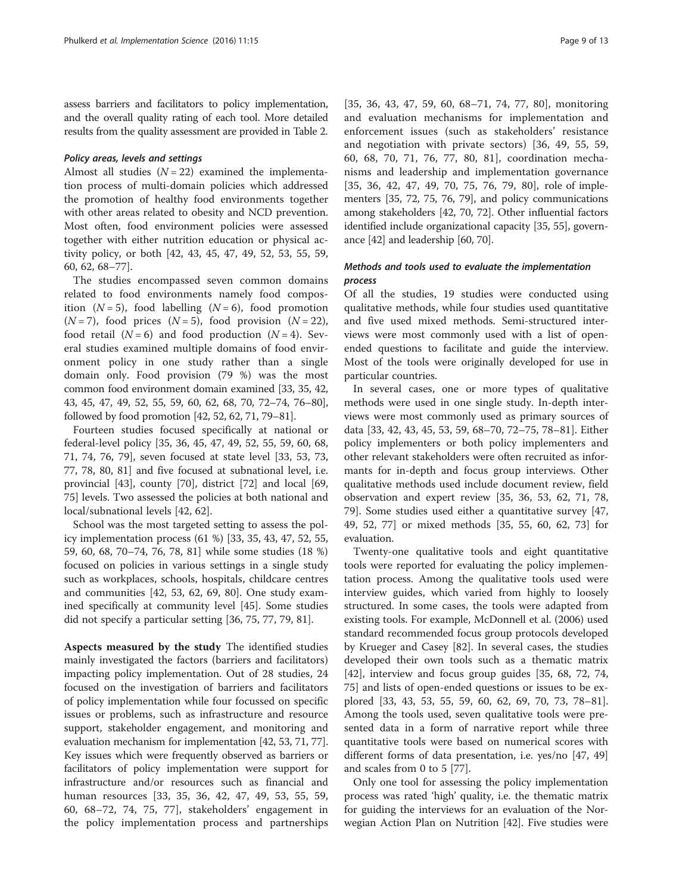assess barriers and facilitators to policy implementation, and the overall quality rating of each tool. More detailed results from the quality assessment are provided in Table 2.

#### *Policy areas, levels and settings*

Almost all studies ($N = 22$) examined the implementation process of multi-domain policies which addressed the promotion of healthy food environments together with other areas related to obesity and NCD prevention. Most often, food environment policies were assessed together with either nutrition education or physical activity policy, or both [42, 43, 45, 47, 49, 52, 53, 55, 59, 60, 62, 68–77].

The studies encompassed seven common domains related to food environments namely food composition ($N = 5$), food labelling ($N = 6$), food promotion ($N = 7$), food prices ($N = 5$), food provision ($N = 22$), food retail ($N = 6$) and food production ($N = 4$). Several studies examined multiple domains of food environment policy in one study rather than a single domain only. Food provision (79 %) was the most common food environment domain examined [33, 35, 42, 43, 45, 47, 49, 52, 55, 59, 60, 62, 68, 70, 72–74, 76–80], followed by food promotion [42, 52, 62, 71, 79–81].

Fourteen studies focused specifically at national or federal-level policy [35, 36, 45, 47, 49, 52, 55, 59, 60, 68, 71, 74, 76, 79], seven focused at state level [33, 53, 73, 77, 78, 80, 81] and five focused at subnational level, i.e. provincial [43], county [70], district [72] and local [69, 75] levels. Two assessed the policies at both national and local/subnational levels [42, 62].

School was the most targeted setting to assess the policy implementation process (61 %) [33, 35, 43, 47, 52, 55, 59, 60, 68, 70–74, 76, 78, 81] while some studies (18 %) focused on policies in various settings in a single study such as workplaces, schools, hospitals, childcare centres and communities [42, 53, 62, 69, 80]. One study examined specifically at community level [45]. Some studies did not specify a particular setting [36, 75, 77, 79, 81].

**Aspects measured by the study** The identified studies mainly investigated the factors (barriers and facilitators) impacting policy implementation. Out of 28 studies, 24 focused on the investigation of barriers and facilitators of policy implementation while four focussed on specific issues or problems, such as infrastructure and resource support, stakeholder engagement, and monitoring and evaluation mechanism for implementation [42, 53, 71, 77]. Key issues which were frequently observed as barriers or facilitators of policy implementation were support for infrastructure and/or resources such as financial and human resources [33, 35, 36, 42, 47, 49, 53, 55, 59, 60, 68–72, 74, 75, 77], stakeholders' engagement in the policy implementation process and partnerships [35, 36, 43, 47, 59, 60, 68–71, 74, 77, 80], monitoring and evaluation mechanisms for implementation and enforcement issues (such as stakeholders' resistance and negotiation with private sectors) [36, 49, 55, 59, 60, 68, 70, 71, 76, 77, 80, 81], coordination mechanisms and leadership and implementation governance [35, 36, 42, 47, 49, 70, 75, 76, 79, 80], role of implementers [35, 72, 75, 76, 79], and policy communications among stakeholders [42, 70, 72]. Other influential factors identified include organizational capacity [35, 55], governance [42] and leadership [60, 70].

#### *Methods and tools used to evaluate the implementation process*

Of all the studies, 19 studies were conducted using qualitative methods, while four studies used quantitative and five used mixed methods. Semi-structured interviews were most commonly used with a list of open-ended questions to facilitate and guide the interview. Most of the tools were originally developed for use in particular countries.

In several cases, one or more types of qualitative methods were used in one single study. In-depth interviews were most commonly used as primary sources of data [33, 42, 43, 45, 53, 59, 68–70, 72–75, 78–81]. Either policy implementers or both policy implementers and other relevant stakeholders were often recruited as informants for in-depth and focus group interviews. Other qualitative methods used include document review, field observation and expert review [35, 36, 53, 62, 71, 78, 79]. Some studies used either a quantitative survey [47, 49, 52, 77] or mixed methods [35, 55, 60, 62, 73] for evaluation.

Twenty-one qualitative tools and eight quantitative tools were reported for evaluating the policy implementation process. Among the qualitative tools used were interview guides, which varied from highly to loosely structured. In some cases, the tools were adapted from existing tools. For example, McDonnell et al. (2006) used standard recommended focus group protocols developed by Krueger and Casey [82]. In several cases, the studies developed their own tools such as a thematic matrix [42], interview and focus group guides [35, 68, 72, 74, 75] and lists of open-ended questions or issues to be explored [33, 43, 53, 55, 59, 60, 62, 69, 70, 73, 78–81]. Among the tools used, seven qualitative tools were presented data in a form of narrative report while three quantitative tools were based on numerical scores with different forms of data presentation, i.e. yes/no [47, 49] and scales from 0 to 5 [77].

Only one tool for assessing the policy implementation process was rated 'high' quality, i.e. the thematic matrix for guiding the interviews for an evaluation of the Norwegian Action Plan on Nutrition [42]. Five studies were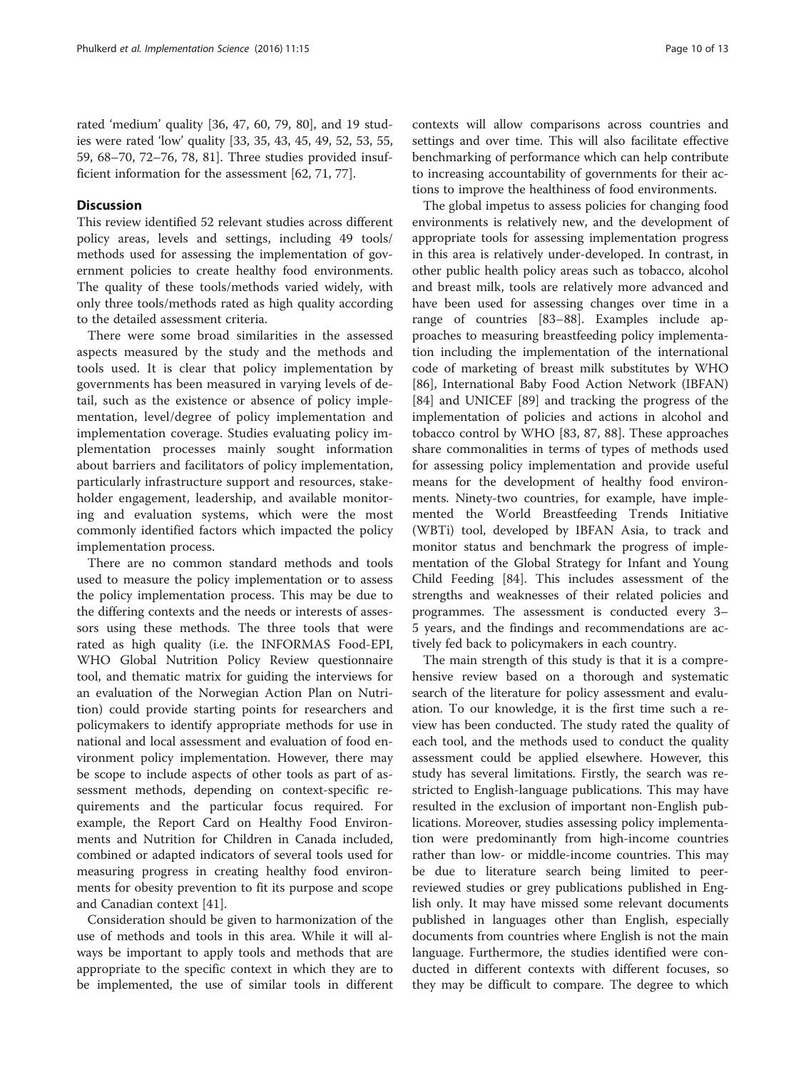rated 'medium' quality [36, 47, 60, 79, 80], and 19 studies were rated 'low' quality [33, 35, 43, 45, 49, 52, 53, 55, 59, 68–70, 72–76, 78, 81]. Three studies provided insufficient information for the assessment [62, 71, 77].

## Discussion

This review identified 52 relevant studies across different policy areas, levels and settings, including 49 tools/methods used for assessing the implementation of government policies to create healthy food environments. The quality of these tools/methods varied widely, with only three tools/methods rated as high quality according to the detailed assessment criteria.

There were some broad similarities in the assessed aspects measured by the study and the methods and tools used. It is clear that policy implementation by governments has been measured in varying levels of detail, such as the existence or absence of policy implementation, level/degree of policy implementation and implementation coverage. Studies evaluating policy implementation processes mainly sought information about barriers and facilitators of policy implementation, particularly infrastructure support and resources, stakeholder engagement, leadership, and available monitoring and evaluation systems, which were the most commonly identified factors which impacted the policy implementation process.

There are no common standard methods and tools used to measure the policy implementation or to assess the policy implementation process. This may be due to the differing contexts and the needs or interests of assessors using these methods. The three tools that were rated as high quality (i.e. the INFORMAS Food-EPI, WHO Global Nutrition Policy Review questionnaire tool, and thematic matrix for guiding the interviews for an evaluation of the Norwegian Action Plan on Nutrition) could provide starting points for researchers and policymakers to identify appropriate methods for use in national and local assessment and evaluation of food environment policy implementation. However, there may be scope to include aspects of other tools as part of assessment methods, depending on context-specific requirements and the particular focus required. For example, the Report Card on Healthy Food Environments and Nutrition for Children in Canada included, combined or adapted indicators of several tools used for measuring progress in creating healthy food environments for obesity prevention to fit its purpose and scope and Canadian context [41].

Consideration should be given to harmonization of the use of methods and tools in this area. While it will always be important to apply tools and methods that are appropriate to the specific context in which they are to be implemented, the use of similar tools in different contexts will allow comparisons across countries and settings and over time. This will also facilitate effective benchmarking of performance which can help contribute to increasing accountability of governments for their actions to improve the healthiness of food environments.

The global impetus to assess policies for changing food environments is relatively new, and the development of appropriate tools for assessing implementation progress in this area is relatively under-developed. In contrast, in other public health policy areas such as tobacco, alcohol and breast milk, tools are relatively more advanced and have been used for assessing changes over time in a range of countries [83–88]. Examples include approaches to measuring breastfeeding policy implementation including the implementation of the international code of marketing of breast milk substitutes by WHO [86], International Baby Food Action Network (IBFAN) [84] and UNICEF [89] and tracking the progress of the implementation of policies and actions in alcohol and tobacco control by WHO [83, 87, 88]. These approaches share commonalities in terms of types of methods used for assessing policy implementation and provide useful means for the development of healthy food environments. Ninety-two countries, for example, have implemented the World Breastfeeding Trends Initiative (WBTi) tool, developed by IBFAN Asia, to track and monitor status and benchmark the progress of implementation of the Global Strategy for Infant and Young Child Feeding [84]. This includes assessment of the strengths and weaknesses of their related policies and programmes. The assessment is conducted every 3–5 years, and the findings and recommendations are actively fed back to policymakers in each country.

The main strength of this study is that it is a comprehensive review based on a thorough and systematic search of the literature for policy assessment and evaluation. To our knowledge, it is the first time such a review has been conducted. The study rated the quality of each tool, and the methods used to conduct the quality assessment could be applied elsewhere. However, this study has several limitations. Firstly, the search was restricted to English-language publications. This may have resulted in the exclusion of important non-English publications. Moreover, studies assessing policy implementation were predominantly from high-income countries rather than low- or middle-income countries. This may be due to literature search being limited to peer-reviewed studies or grey publications published in English only. It may have missed some relevant documents published in languages other than English, especially documents from countries where English is not the main language. Furthermore, the studies identified were conducted in different contexts with different focuses, so they may be difficult to compare. The degree to which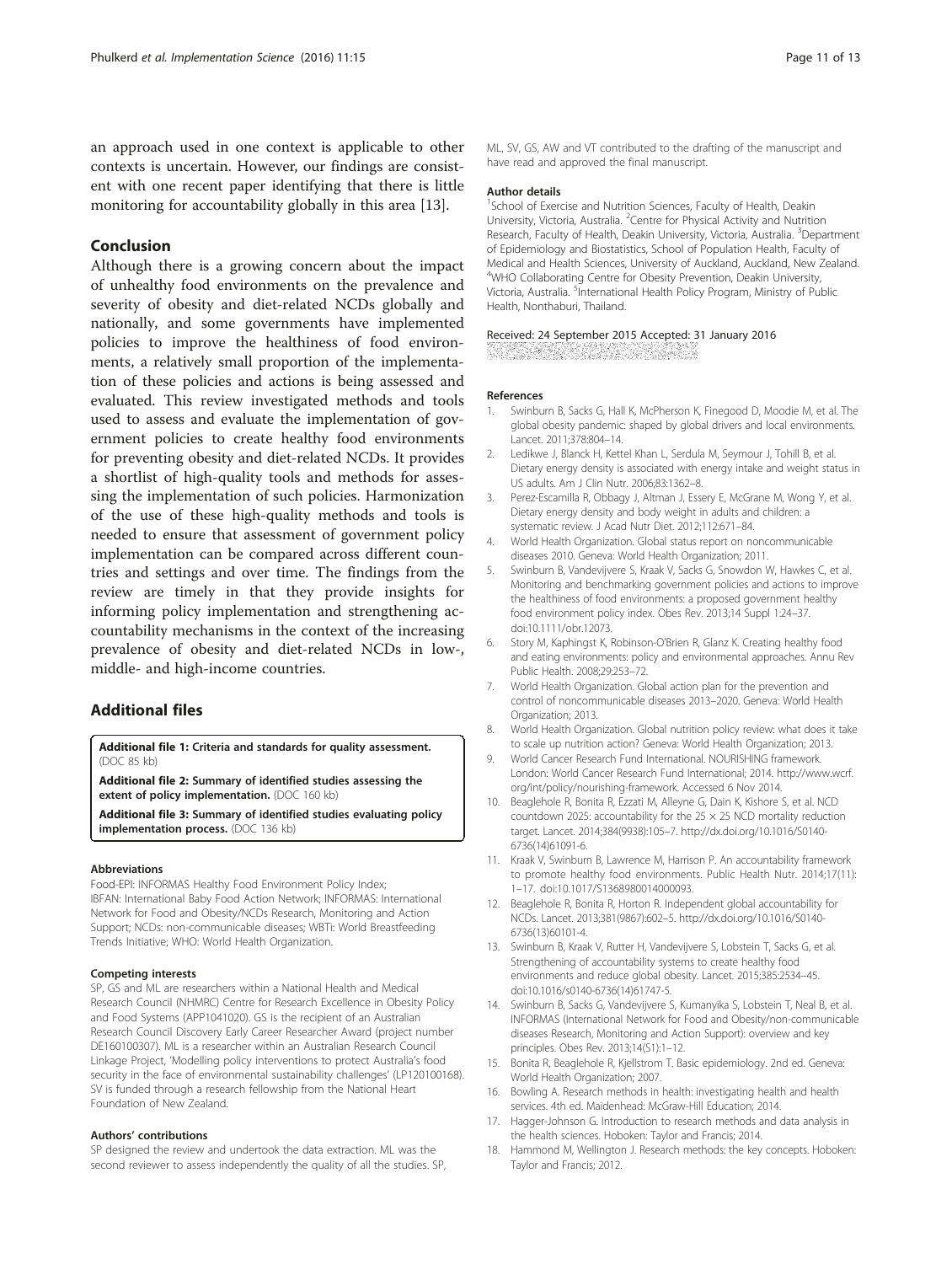an approach used in one context is applicable to other contexts is uncertain. However, our findings are consistent with one recent paper identifying that there is little monitoring for accountability globally in this area [13].

## Conclusion

Although there is a growing concern about the impact of unhealthy food environments on the prevalence and severity of obesity and diet-related NCDs globally and nationally, and some governments have implemented policies to improve the healthiness of food environments, a relatively small proportion of the implementation of these policies and actions is being assessed and evaluated. This review investigated methods and tools used to assess and evaluate the implementation of government policies to create healthy food environments for preventing obesity and diet-related NCDs. It provides a shortlist of high-quality tools and methods for assessing the implementation of such policies. Harmonization of the use of these high-quality methods and tools is needed to ensure that assessment of government policy implementation can be compared across different countries and settings and over time. The findings from the review are timely in that they provide insights for informing policy implementation and strengthening accountability mechanisms in the context of the increasing prevalence of obesity and diet-related NCDs in low-, middle- and high-income countries.

## Additional files

**Additional file 1: Criteria and standards for quality assessment.** (DOC 85 kb)

**Additional file 2: Summary of identified studies assessing the extent of policy implementation.** (DOC 160 kb)

**Additional file 3: Summary of identified studies evaluating policy implementation process.** (DOC 136 kb)

#### Abbreviations

Food-EPI: INFORMAS Healthy Food Environment Policy Index; IBFAN: International Baby Food Action Network; INFORMAS: International Network for Food and Obesity/NCDs Research, Monitoring and Action Support; NCDs: non-communicable diseases; WBTi: World Breastfeeding Trends Initiative; WHO: World Health Organization.

#### Competing interests

SP, GS and ML are researchers within a National Health and Medical Research Council (NHMRC) Centre for Research Excellence in Obesity Policy and Food Systems (APP1041020). GS is the recipient of an Australian Research Council Discovery Early Career Researcher Award (project number DE160100307). ML is a researcher within an Australian Research Council Linkage Project, 'Modelling policy interventions to protect Australia's food security in the face of environmental sustainability challenges' (LP120100168). SV is funded through a research fellowship from the National Heart Foundation of New Zealand.

#### Authors' contributions

SP designed the review and undertook the data extraction. ML was the second reviewer to assess independently the quality of all the studies. SP, ML, SV, GS, AW and VT contributed to the drafting of the manuscript and have read and approved the final manuscript.

#### Author details

[1]School of Exercise and Nutrition Sciences, Faculty of Health, Deakin University, Victoria, Australia. [2]Centre for Physical Activity and Nutrition Research, Faculty of Health, Deakin University, Victoria, Australia. [3]Department of Epidemiology and Biostatistics, School of Population Health, Faculty of Medical and Health Sciences, University of Auckland, Auckland, New Zealand. [4]WHO Collaborating Centre for Obesity Prevention, Deakin University, Victoria, Australia. [5]International Health Policy Program, Ministry of Public Health, Nonthaburi, Thailand.

Received: 24 September 2015 Accepted: 31 January 2016

#### References

1. Swinburn B, Sacks G, Hall K, McPherson K, Finegood D, Moodie M, et al. The global obesity pandemic: shaped by global drivers and local environments. Lancet. 2011;378:804–14.
2. Ledikwe J, Blanck H, Kettel Khan L, Serdula M, Seymour J, Tohill B, et al. Dietary energy density is associated with energy intake and weight status in US adults. Am J Clin Nutr. 2006;83:1362–8.
3. Perez-Escamilla R, Obbagy J, Altman J, Essery E, McGrane M, Wong Y, et al. Dietary energy density and body weight in adults and children: a systematic review. J Acad Nutr Diet. 2012;112:671–84.
4. World Health Organization. Global status report on noncommunicable diseases 2010. Geneva: World Health Organization; 2011.
5. Swinburn B, Vandevijvere S, Kraak V, Sacks G, Snowdon W, Hawkes C, et al. Monitoring and benchmarking government policies and actions to improve the healthiness of food environments: a proposed government healthy food environment policy index. Obes Rev. 2013;14 Suppl 1:24–37. doi:10.1111/obr.12073.
6. Story M, Kaphingst K, Robinson-O'Brien R, Glanz K. Creating healthy food and eating environments: policy and environmental approaches. Annu Rev Public Health. 2008;29:253–72.
7. World Health Organization. Global action plan for the prevention and control of noncommunicable diseases 2013–2020. Geneva: World Health Organization; 2013.
8. World Health Organization. Global nutrition policy review: what does it take to scale up nutrition action? Geneva: World Health Organization; 2013.
9. World Cancer Research Fund International. NOURISHING framework. London: World Cancer Research Fund International; 2014. http://www.wcrf.org/int/policy/nourishing-framework. Accessed 6 Nov 2014.
10. Beaglehole R, Bonita R, Ezzati M, Alleyne G, Dain K, Kishore S, et al. NCD countdown 2025: accountability for the 25 × 25 NCD mortality reduction target. Lancet. 2014;384(9938):105–7. http://dx.doi.org/10.1016/S0140-6736(14)61091-6.
11. Kraak V, Swinburn B, Lawrence M, Harrison P. An accountability framework to promote healthy food environments. Public Health Nutr. 2014;17(11):1–17. doi:10.1017/S1368980014000093.
12. Beaglehole R, Bonita R, Horton R. Independent global accountability for NCDs. Lancet. 2013;381(9867):602–5. http://dx.doi.org/10.1016/S0140-6736(13)60101-4.
13. Swinburn B, Kraak V, Rutter H, Vandevijvere S, Lobstein T, Sacks G, et al. Strengthening of accountability systems to create healthy food environments and reduce global obesity. Lancet. 2015;385:2534–45. doi:10.1016/s0140-6736(14)61747-5.
14. Swinburn B, Sacks G, Vandevijvere S, Kumanyika S, Lobstein T, Neal B, et al. INFORMAS (International Network for Food and Obesity/non-communicable diseases Research, Monitoring and Action Support): overview and key principles. Obes Rev. 2013;14(S1):1–12.
15. Bonita R, Beaglehole R, Kjellstrom T. Basic epidemiology. 2nd ed. Geneva: World Health Organization; 2007.
16. Bowling A. Research methods in health: investigating health and health services. 4th ed. Maidenhead: McGraw-Hill Education; 2014.
17. Hagger-Johnson G. Introduction to research methods and data analysis in the health sciences. Hoboken: Taylor and Francis; 2014.
18. Hammond M, Wellington J. Research methods: the key concepts. Hoboken: Taylor and Francis; 2012.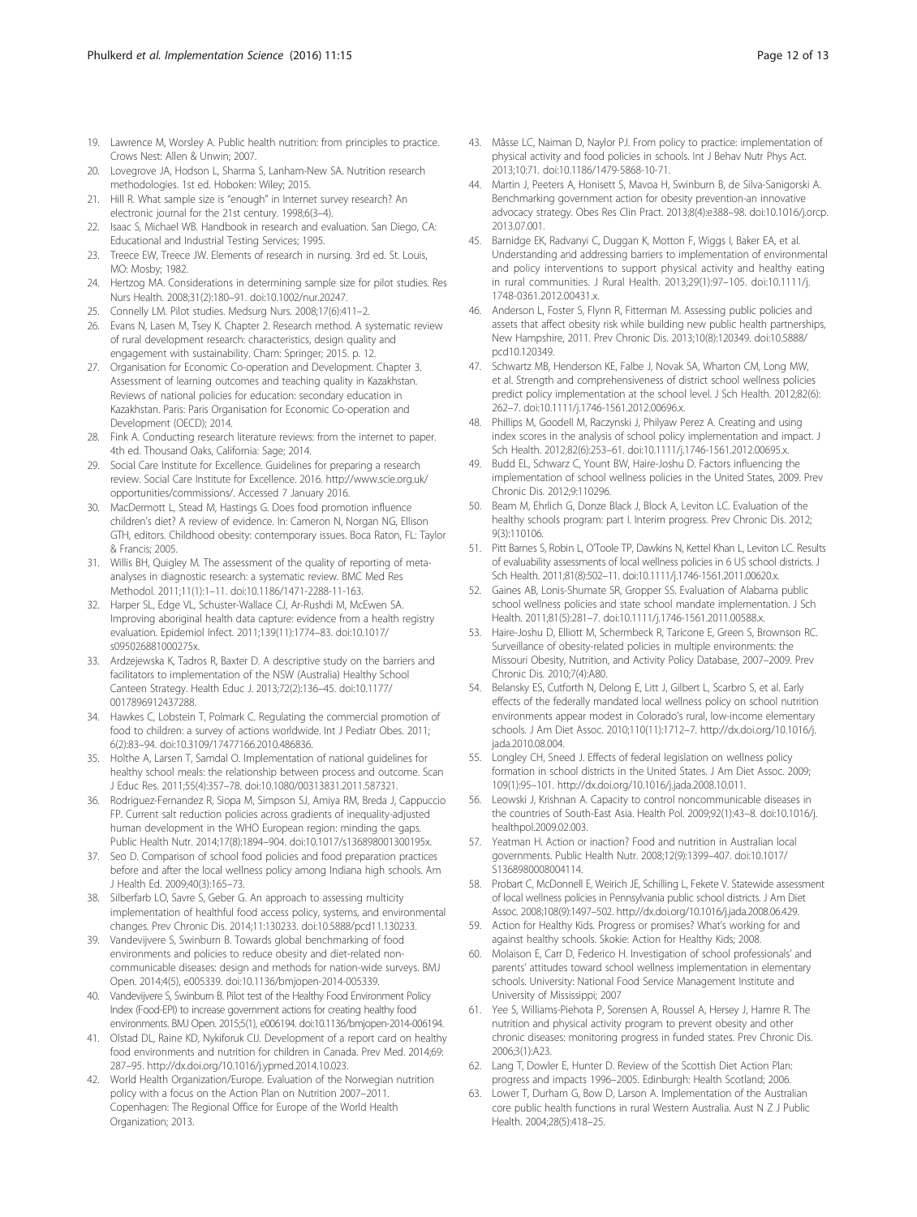19. Lawrence M, Worsley A. Public health nutrition: from principles to practice. Crows Nest: Allen & Unwin; 2007.
20. Lovegrove JA, Hodson L, Sharma S, Lanham-New SA. Nutrition research methodologies. 1st ed. Hoboken: Wiley; 2015.
21. Hill R. What sample size is "enough" in Internet survey research? An electronic journal for the 21st century. 1998;6(3–4).
22. Isaac S, Michael WB. Handbook in research and evaluation. San Diego, CA: Educational and Industrial Testing Services; 1995.
23. Treece EW, Treece JW. Elements of research in nursing. 3rd ed. St. Louis, MO: Mosby; 1982.
24. Hertzog MA. Considerations in determining sample size for pilot studies. Res Nurs Health. 2008;31(2):180–91. doi:10.1002/nur.20247.
25. Connelly LM. Pilot studies. Medsurg Nurs. 2008;17(6):411–2.
26. Evans N, Lasen M, Tsey K. Chapter 2. Research method. A systematic review of rural development research: characteristics, design quality and engagement with sustainability. Cham: Springer; 2015. p. 12.
27. Organisation for Economic Co-operation and Development. Chapter 3. Assessment of learning outcomes and teaching quality in Kazakhstan. Reviews of national policies for education: secondary education in Kazakhstan. Paris: Paris Organisation for Economic Co-operation and Development (OECD); 2014.
28. Fink A. Conducting research literature reviews: from the internet to paper. 4th ed. Thousand Oaks, California: Sage; 2014.
29. Social Care Institute for Excellence. Guidelines for preparing a research review. Social Care Institute for Excellence. 2016. http://www.scie.org.uk/opportunities/commissions/. Accessed 7 January 2016.
30. MacDermott L, Stead M, Hastings G. Does food promotion influence children's diet? A review of evidence. In: Cameron N, Norgan NG, Ellison GTH, editors. Childhood obesity: contemporary issues. Boca Raton, FL: Taylor & Francis; 2005.
31. Willis BH, Quigley M. The assessment of the quality of reporting of meta-analyses in diagnostic research: a systematic review. BMC Med Res Methodol. 2011;11(1):1–11. doi:10.1186/1471-2288-11-163.
32. Harper SL, Edge VL, Schuster-Wallace CJ, Ar-Rushdi M, McEwen SA. Improving aboriginal health data capture: evidence from a health registry evaluation. Epidemiol Infect. 2011;139(11):1774–83. doi:10.1017/s095026881000275x.
33. Ardzejewska K, Tadros R, Baxter D. A descriptive study on the barriers and facilitators to implementation of the NSW (Australia) Healthy School Canteen Strategy. Health Educ J. 2013;72(2):136–45. doi:10.1177/0017896912437288.
34. Hawkes C, Lobstein T, Polmark C. Regulating the commercial promotion of food to children: a survey of actions worldwide. Int J Pediatr Obes. 2011;6(2):83–94. doi:10.3109/17477166.2010.486836.
35. Holthe A, Larsen T, Samdal O. Implementation of national guidelines for healthy school meals: the relationship between process and outcome. Scan J Educ Res. 2011;55(4):357–78. doi:10.1080/00313831.2011.587321.
36. Rodriguez-Fernandez R, Siopa M, Simpson SJ, Amiya RM, Breda J, Cappuccio FP. Current salt reduction policies across gradients of inequality-adjusted human development in the WHO European region: minding the gaps. Public Health Nutr. 2014;17(8):1894–904. doi:10.1017/s136898001300195x.
37. Seo D. Comparison of school food policies and food preparation practices before and after the local wellness policy among Indiana high schools. Am J Health Ed. 2009;40(3):165–73.
38. Silberfarb LO, Savre S, Geber G. An approach to assessing multicity implementation of healthful food access policy, systems, and environmental changes. Prev Chronic Dis. 2014;11:130233. doi:10.5888/pcd11.130233.
39. Vandevijvere S, Swinburn B. Towards global benchmarking of food environments and policies to reduce obesity and diet-related non-communicable diseases: design and methods for nation-wide surveys. BMJ Open. 2014;4(5), e005339. doi:10.1136/bmjopen-2014-005339.
40. Vandevijvere S, Swinburn B. Pilot test of the Healthy Food Environment Policy Index (Food-EPI) to increase government actions for creating healthy food environments. BMJ Open. 2015;5(1), e006194. doi:10.1136/bmjopen-2014-006194.
41. Olstad DL, Raine KD, Nykiforuk CIJ. Development of a report card on healthy food environments and nutrition for children in Canada. Prev Med. 2014;69:287–95. http://dx.doi.org/10.1016/j.ypmed.2014.10.023.
42. World Health Organization/Europe. Evaluation of the Norwegian nutrition policy with a focus on the Action Plan on Nutrition 2007–2011. Copenhagen: The Regional Office for Europe of the World Health Organization; 2013.
43. Mâsse LC, Naiman D, Naylor PJ. From policy to practice: implementation of physical activity and food policies in schools. Int J Behav Nutr Phys Act. 2013;10:71. doi:10.1186/1479-5868-10-71.
44. Martin J, Peeters A, Honisett S, Mavoa H, Swinburn B, de Silva-Sanigorski A. Benchmarking government action for obesity prevention-an innovative advocacy strategy. Obes Res Clin Pract. 2013;8(4):e388–98. doi:10.1016/j.orcp.2013.07.001.
45. Barnidge EK, Radvanyi C, Duggan K, Motton F, Wiggs I, Baker EA, et al. Understanding and addressing barriers to implementation of environmental and policy interventions to support physical activity and healthy eating in rural communities. J Rural Health. 2013;29(1):97–105. doi:10.1111/j.1748-0361.2012.00431.x.
46. Anderson L, Foster S, Flynn R, Fitterman M. Assessing public policies and assets that affect obesity risk while building new public health partnerships, New Hampshire, 2011. Prev Chronic Dis. 2013;10(8):120349. doi:10.5888/pcd10.120349.
47. Schwartz MB, Henderson KE, Falbe J, Novak SA, Wharton CM, Long MW, et al. Strength and comprehensiveness of district school wellness policies predict policy implementation at the school level. J Sch Health. 2012;82(6):262–7. doi:10.1111/j.1746-1561.2012.00696.x.
48. Phillips M, Goodell M, Raczynski J, Philyaw Perez A. Creating and using index scores in the analysis of school policy implementation and impact. J Sch Health. 2012;82(6):253–61. doi:10.1111/j.1746-1561.2012.00695.x.
49. Budd EL, Schwarz C, Yount BW, Haire-Joshu D. Factors influencing the implementation of school wellness policies in the United States, 2009. Prev Chronic Dis. 2012;9:110296.
50. Beam M, Ehrlich G, Donze Black J, Block A, Leviton LC. Evaluation of the healthy schools program: part I. Interim progress. Prev Chronic Dis. 2012;9(3):110106.
51. Pitt Barnes S, Robin L, O'Toole TP, Dawkins N, Kettel Khan L, Leviton LC. Results of evaluability assessments of local wellness policies in 6 US school districts. J Sch Health. 2011;81(8):502–11. doi:10.1111/j.1746-1561.2011.00620.x.
52. Gaines AB, Lonis-Shumate SR, Gropper SS. Evaluation of Alabama public school wellness policies and state school mandate implementation. J Sch Health. 2011;81(5):281–7. doi:10.1111/j.1746-1561.2011.00588.x.
53. Haire-Joshu D, Elliott M, Schermbeck R, Taricone E, Green S, Brownson RC. Surveillance of obesity-related policies in multiple environments: the Missouri Obesity, Nutrition, and Activity Policy Database, 2007–2009. Prev Chronic Dis. 2010;7(4):A80.
54. Belansky ES, Cutforth N, Delong E, Litt J, Gilbert L, Scarbro S, et al. Early effects of the federally mandated local wellness policy on school nutrition environments appear modest in Colorado's rural, low-income elementary schools. J Am Diet Assoc. 2010;110(11):1712–7. http://dx.doi.org/10.1016/j.jada.2010.08.004.
55. Longley CH, Sneed J. Effects of federal legislation on wellness policy formation in school districts in the United States. J Am Diet Assoc. 2009;109(1):95–101. http://dx.doi.org/10.1016/j.jada.2008.10.011.
56. Leowski J, Krishnan A. Capacity to control noncommunicable diseases in the countries of South-East Asia. Health Pol. 2009;92(1):43–8. doi:10.1016/j.healthpol.2009.02.003.
57. Yeatman H. Action or inaction? Food and nutrition in Australian local governments. Public Health Nutr. 2008;12(9):1399–407. doi:10.1017/S1368980008004114.
58. Probart C, McDonnell E, Weirich JE, Schilling L, Fekete V. Statewide assessment of local wellness policies in Pennsylvania public school districts. J Am Diet Assoc. 2008;108(9):1497–502. http://dx.doi.org/10.1016/j.jada.2008.06.429.
59. Action for Healthy Kids. Progress or promises? What's working for and against healthy schools. Skokie: Action for Healthy Kids; 2008.
60. Molaison E, Carr D, Federico H. Investigation of school professionals' and parents' attitudes toward school wellness implementation in elementary schools. University: National Food Service Management Institute and University of Mississippi; 2007
61. Yee S, Williams-Piehota P, Sorensen A, Roussel A, Hersey J, Hamre R. The nutrition and physical activity program to prevent obesity and other chronic diseases: monitoring progress in funded states. Prev Chronic Dis. 2006;3(1):A23.
62. Lang T, Dowler E, Hunter D. Review of the Scottish Diet Action Plan: progress and impacts 1996–2005. Edinburgh: Health Scotland; 2006.
63. Lower T, Durham G, Bow D, Larson A. Implementation of the Australian core public health functions in rural Western Australia. Aust N Z J Public Health. 2004;28(5):418–25.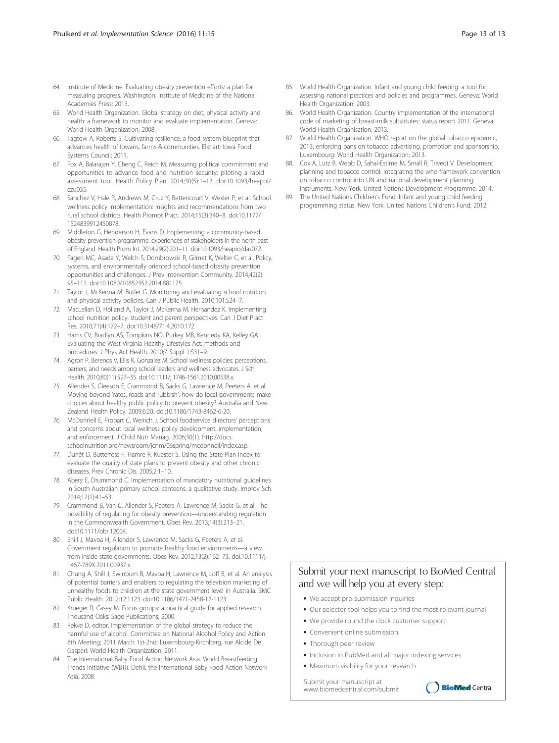64. Institute of Medicine. Evaluating obesity prevention efforts: a plan for measuring progress. Washington: Institute of Medicine of the National Academies Press; 2013.
65. World Health Organization. Global strategy on diet, physical activity and health: a framework to monitor and evaluate implementation. Geneva: World Health Organization; 2008.
66. Tagtow A, Roberts S. Cultivating resilience: a food system blueprint that advances health of Iowans, farms & communities. Elkhart: Iowa Food Systems Council; 2011.
67. Fox A, Balarajan Y, Cheng C, Reich M. Measuring political commitment and opportunities to advance food and nutrition security: piloting a rapid assessment tool. Health Policy Plan. 2014;30(5):1–13. doi:10.1093/heapol/czu035.
68. Sanchez V, Hale R, Andrews M, Cruz Y, Bettencourt V, Wexler P, et al. School wellness policy implementation: insights and recommendations from two rural school districts. Health Promot Pract. 2014;15(3):340–8. doi:10.1177/1524839912450878.
69. Middleton G, Henderson H, Evans D. Implementing a community-based obesity prevention programme: experiences of stakeholders in the north east of England. Health Prom Int. 2014;29(2):201–11. doi:10.1093/heapro/das072.
70. Fagen MC, Asada Y, Welch S, Dombrowski R, Gilmet K, Welter C, et al. Policy, systems, and environmentally oriented school-based obesity prevention: opportunities and challenges. J Prev Intervention Community. 2014;42(2): 95–111. doi:10.1080/10852352.2014.881175.
71. Taylor J, McKenna M, Butler G. Monitoring and evaluating school nutrition and physical activity policies. Can J Public Health. 2010;101:S24–7.
72. MacLellan D, Holland A, Taylor J, McKenna M, Hernandez K. Implementing school nutrition policy: student and parent perspectives. Can J Diet Pract Res. 2010;71(4):172–7. doi:10.3148/71.4.2010.172.
73. Harris CV, Bradlyn AS, Tompkins NO, Purkey MB, Kennedy KA, Kelley GA. Evaluating the West Virginia Healthy Lifestyles Act: methods and procedures. J Phys Act Health. 2010;7 Suppl 1:S31–9.
74. Agron P, Berends V, Ellis K, Gonzalez M. School wellness policies: perceptions, barriers, and needs among school leaders and wellness advocates. J Sch Health. 2010;80(11):527–35. doi:10.1111/j.1746-1561.2010.00538.x.
75. Allender S, Gleeson E, Crammond B, Sacks G, Lawrence M, Peeters A, et al. Moving beyond 'rates, roads and rubbish': how do local governments make choices about healthy public policy to prevent obesity? Australia and New Zealand Health Policy. 2009;6:20. doi:10.1186/1743-8462-6-20.
76. McDonnell E, Probart C, Weirich J. School foodservice directors' perceptions and concerns about local wellness policy development, implementation, and enforcement. J Child Nutr Manag. 2006;30(1). http://docs.schoolnutrition.org/newsroom/jcnm/06spring/mcdonnell/index.asp.
77. Dunêt D, Butterfoss F, Hamre R, Kuester S. Using the State Plan Index to evaluate the quality of state plans to prevent obesity and other chronic diseases. Prev Chronic Dis. 2005;2:1–10.
78. Abery E, Drummond C. Implementation of mandatory nutritional guidelines in South Australian primary school canteens: a qualitative study. Improv Sch. 2014;17(1):41–53.
79. Crammond B, Van C, Allender S, Peeters A, Lawrence M, Sacks G, et al. The possibility of regulating for obesity prevention—understanding regulation in the Commonwealth Government. Obes Rev. 2013;14(3):213–21. doi:10.1111/obr.12004.
80. Shill J, Mavoa H, Allender S, Lawrence M, Sacks G, Peeters A, et al. Government regulation to promote healthy food environments—a view from inside state governments. Obes Rev. 2012;13(2):162–73. doi:10.1111/j.1467-789X.2011.00937.x.
81. Chung A, Shill J, Swinburn B, Mavoa H, Lawrence M, Loff B, et al. An analysis of potential barriers and enablers to regulating the television marketing of unhealthy foods to children at the state government level in Australia. BMC Public Health. 2012;12:1123. doi:10.1186/1471-2458-12-1123.
82. Krueger R, Casey M. Focus groups: a practical guide for applied research. Thousand Oaks: Sage Publications; 2000.
83. Rekve D, editor. Implementation of the global strategy to reduce the harmful use of alcohol. Committee on National Alcohol Policy and Action 8th Meeting; 2011 March 1st-2nd; Luxembourg-Kirchberg, rue Alcide De Gasperi: World Health Organization; 2011.
84. The International Baby Food Action Network Asia. World Breastfeeding Trends Initiative (WBTi). Dehli: the International Baby Food Action Network Asia. 2008.
85. World Health Organization. Infant and young child feeding: a tool for assessing national practices and policies and programmes. Geneva: World Health Organization; 2003.
86. World Health Organization. Country implementation of the international code of marketing of breast-milk substitutes: status report 2011. Geneva: World Health Organisation; 2013.
87. World Health Organization. WHO report on the global tobacco epidemic, 2013: enforcing bans on tobacco advertising, promotion and sponsorship. Luxembourg: World Health Organization; 2013.
88. Cox A, Lutz B, Webb D, Sahal-Estime M, Small R, Trivedi V. Development planning and tobacco control: integrating the who framework convention on tobacco control into UN and national development planning instruments. New York: United Nations Development Programme; 2014.
89. The United Nations Children's Fund. Infant and young child feeding programming status. New York: United Nations Children's Fund; 2012.

Submit your next manuscript to BioMed Central and we will help you at every step:

- We accept pre-submission inquiries
- Our selector tool helps you to find the most relevant journal
- We provide round the clock customer support
- Convenient online submission
- Thorough peer review
- Inclusion in PubMed and all major indexing services
- Maximum visibility for your research

Submit your manuscript at www.biomedcentral.com/submit

BioMed Central